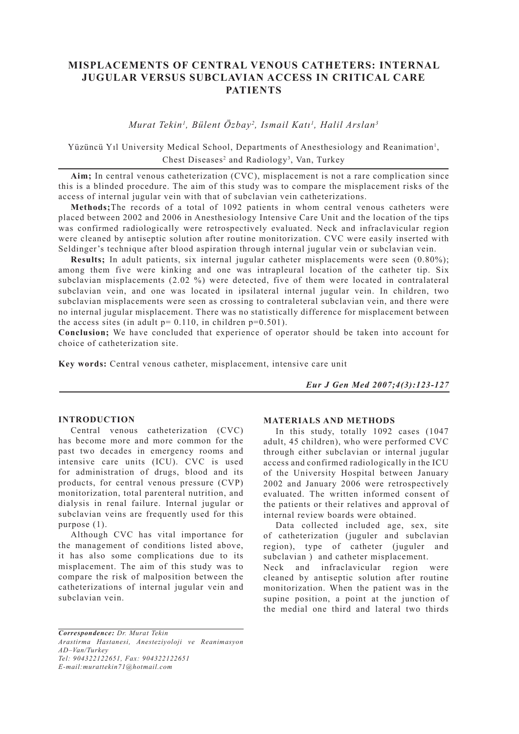# MISPLACEMENTS OF CENTRAL VENOUS CATHETERS: INTERNAL JUGULAR VERSUS SUBCLAVIAN ACCESS IN CRITICAL CARE PATIENTS

*Murat Tekin[1], Bülent Özbay[2], Ismail Katı[1], Halil Arslan[3]*

Yüzüncü Yıl University Medical School, Departments of Anesthesiology and Reanimation[1], Chest Diseases[2] and Radiology[3], Van, Turkey

**Aim;** In central venous catheterization (CVC), misplacement is not a rare complication since this is a blinded procedure. The aim of this study was to compare the misplacement risks of the access of internal jugular vein with that of subclavian vein catheterizations.

**Methods;** The records of a total of 1092 patients in whom central venous catheters were placed between 2002 and 2006 in Anesthesiology Intensive Care Unit and the location of the tips was confirmed radiologically were retrospectively evaluated. Neck and infraclavicular region were cleaned by antiseptic solution after routine monitorization. CVC were easily inserted with Seldinger's technique after blood aspiration through internal jugular vein or subclavian vein.

**Results;** In adult patients, six internal jugular catheter misplacements were seen (0.80%); among them five were kinking and one was intrapleural location of the catheter tip. Six subclavian misplacements (2.02 %) were detected, five of them were located in contralateral subclavian vein, and one was located in ipsilateral internal jugular vein. In children, two subclavian misplacements were seen as crossing to contraleteral subclavian vein, and there were no internal jugular misplacement. There was no statistically difference for misplacement between the access sites (in adult p= 0.110, in children p=0.501).

**Conclusion;** We have concluded that experience of operator should be taken into account for choice of catheterization site.

**Key words:** Central venous catheter, misplacement, intensive care unit

## INTRODUCTION

Central venous catheterization (CVC) has become more and more common for the past two decades in emergency rooms and intensive care units (ICU). CVC is used for administration of drugs, blood and its products, for central venous pressure (CVP) monitorization, total parenteral nutrition, and dialysis in renal failure. Internal jugular or subclavian veins are frequently used for this purpose (1).

Although CVC has vital importance for the management of conditions listed above, it has also some complications due to its misplacement. The aim of this study was to compare the risk of malposition between the catheterizations of internal jugular vein and subclavian vein.

## MATERIALS AND METHODS

In this study, totally 1092 cases (1047 adult, 45 children), who were performed CVC through either subclavian or internal jugular access and confirmed radiologically in the ICU of the University Hospital between January 2002 and January 2006 were retrospectively evaluated. The written informed consent of the patients or their relatives and approval of internal review boards were obtained.

Data collected included age, sex, site of catheterization (juguler and subclavian region), type of catheter (juguler and subclavian ) and catheter misplacement.

Neck and infraclavicular region were cleaned by antiseptic solution after routine monitorization. When the patient was in the supine position, a point at the junction of the medial one third and lateral two thirds

*Correspondence: Dr. Murat Tekin*
*Arastirma Hastanesi, Anesteziyoloji ve Reanimasyon AD–Van/Turkey*
*Tel: 904322122651, Fax: 904322122651*
*E-mail:murattekin71@hotmail.com*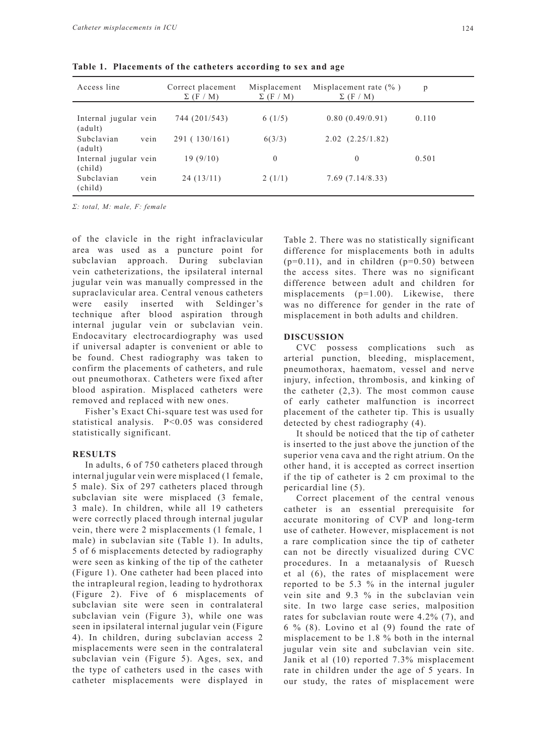**Table 1. Placements of the catheters according to sex and age**

| Access line | Correct placement Σ (F / M) | Misplacement Σ (F / M) | Misplacement rate (% ) Σ (F / M) | p |
|---|---|---|---|---|
| Internal jugular vein (adult) | 744 (201/543) | 6 (1/5) | 0.80 (0.49/0.91) | 0.110 |
| Subclavian vein (adult) | 291 ( 130/161) | 6(3/3) | 2.02 (2.25/1.82) | |
| Internal jugular vein (child) | 19 (9/10) | 0 | 0 | 0.501 |
| Subclavian vein (child) | 24 (13/11) | 2 (1/1) | 7.69 (7.14/8.33) | |

*Σ: total, M: male, F: female*

of the clavicle in the right infraclavicular area was used as a puncture point for subclavian approach. During subclavian vein catheterizations, the ipsilateral internal jugular vein was manually compressed in the supraclavicular area. Central venous catheters were easily inserted with Seldinger's technique after blood aspiration through internal jugular vein or subclavian vein. Endocavitary electrocardiography was used if universal adapter is convenient or able to be found. Chest radiography was taken to confirm the placements of catheters, and rule out pneumothorax. Catheters were fixed after blood aspiration. Misplaced catheters were removed and replaced with new ones.

Fisher's Exact Chi-square test was used for statistical analysis. $P<0.05$ was considered statistically significant.

## RESULTS

In adults, 6 of 750 catheters placed through internal jugular vein were misplaced (1 female, 5 male). Six of 297 catheters placed through subclavian site were misplaced (3 female, 3 male). In children, while all 19 catheters were correctly placed through internal jugular vein, there were 2 misplacements (1 female, 1 male) in subclavian site (Table 1). In adults, 5 of 6 misplacements detected by radiography were seen as kinking of the tip of the catheter (Figure 1). One catheter had been placed into the intrapleural region, leading to hydrothorax (Figure 2). Five of 6 misplacements of subclavian site were seen in contralateral subclavian vein (Figure 3), while one was seen in ipsilateral internal jugular vein (Figure 4). In children, during subclavian access 2 misplacements were seen in the contralateral subclavian vein (Figure 5). Ages, sex, and the type of catheters used in the cases with catheter misplacements were displayed in Table 2. There was no statistically significant difference for misplacements both in adults ($p=0.11$), and in children ($p=0.50$) between the access sites. There was no significant difference between adult and children for misplacements ($p=1.00$). Likewise, there was no difference for gender in the rate of misplacement in both adults and children.

## DISCUSSION

CVC possess complications such as arterial punction, bleeding, misplacement, pneumothorax, haematom, vessel and nerve injury, infection, thrombosis, and kinking of the catheter (2,3). The most common cause of early catheter malfunction is incorrect placement of the catheter tip. This is usually detected by chest radiography (4).

It should be noticed that the tip of catheter is inserted to the just above the junction of the superior vena cava and the right atrium. On the other hand, it is accepted as correct insertion if the tip of catheter is 2 cm proximal to the pericardial line (5).

Correct placement of the central venous catheter is an essential prerequisite for accurate monitoring of CVP and long-term use of catheter. However, misplacement is not a rare complication since the tip of catheter can not be directly visualized during CVC procedures. In a metaanalysis of Ruesch et al (6), the rates of misplacement were reported to be 5.3 % in the internal juguler vein site and 9.3 % in the subclavian vein site. In two large case series, malposition rates for subclavian route were 4.2% (7), and 6 % (8). Lovino et al (9) found the rate of misplacement to be 1.8 % both in the internal jugular vein site and subclavian vein site. Janik et al (10) reported 7.3% misplacement rate in children under the age of 5 years. In our study, the rates of misplacement were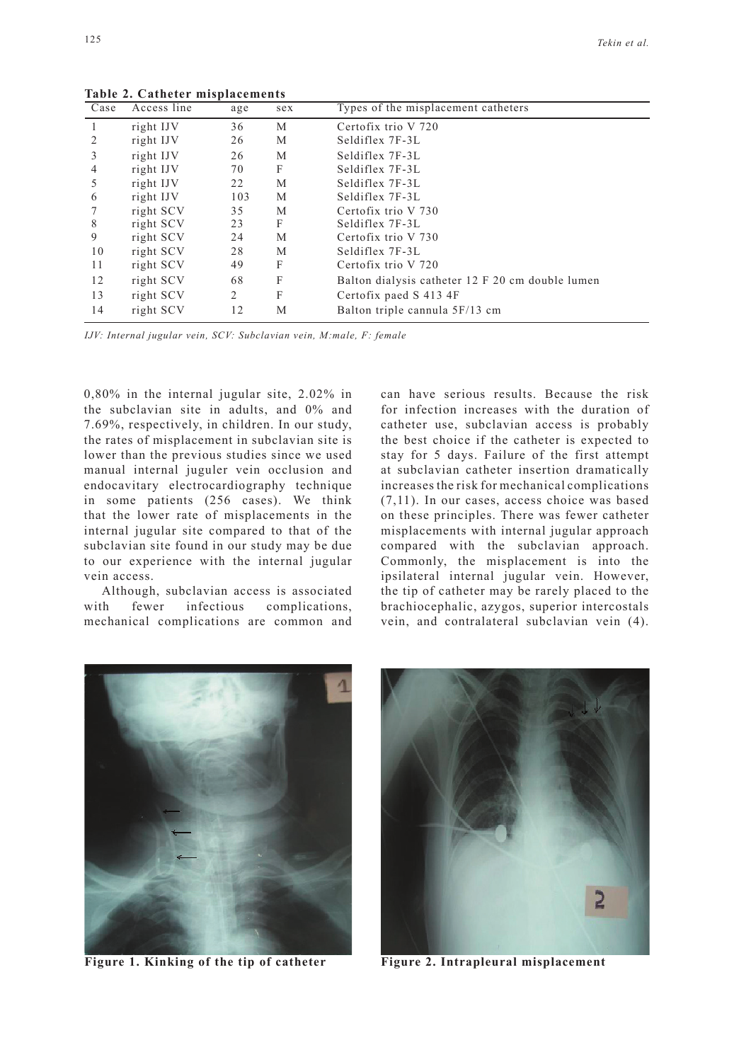**Table 2. Catheter misplacements**

| Case | Access line | age | sex | Types of the misplacement catheters |
|---|---|---|---|---|
| 1 | right IJV | 36 | M | Certofix trio V 720 |
| 2 | right IJV | 26 | M | Seldiflex 7F-3L |
| 3 | right IJV | 26 | M | Seldiflex 7F-3L |
| 4 | right IJV | 70 | F | Seldiflex 7F-3L |
| 5 | right IJV | 22 | M | Seldiflex 7F-3L |
| 6 | right IJV | 103 | M | Seldiflex 7F-3L |
| 7 | right SCV | 35 | M | Certofix trio V 730 |
| 8 | right SCV | 23 | F | Seldiflex 7F-3L |
| 9 | right SCV | 24 | M | Certofix trio V 730 |
| 10 | right SCV | 28 | M | Seldiflex 7F-3L |
| 11 | right SCV | 49 | F | Certofix trio V 720 |
| 12 | right SCV | 68 | F | Balton dialysis catheter 12 F 20 cm double lumen |
| 13 | right SCV | 2 | F | Certofix paed S 413 4F |
| 14 | right SCV | 12 | M | Balton triple cannula 5F/13 cm |

*IJV: Internal jugular vein, SCV: Subclavian vein, M:male, F: female*

0,80% in the internal jugular site, 2.02% in the subclavian site in adults, and 0% and 7.69%, respectively, in children. In our study, the rates of misplacement in subclavian site is lower than the previous studies since we used manual internal juguler vein occlusion and endocavitary electrocardiography technique in some patients (256 cases). We think that the lower rate of misplacements in the internal jugular site compared to that of the subclavian site found in our study may be due to our experience with the internal jugular vein access.

Although, subclavian access is associated with fewer infectious complications, mechanical complications are common and can have serious results. Because the risk for infection increases with the duration of catheter use, subclavian access is probably the best choice if the catheter is expected to stay for 5 days. Failure of the first attempt at subclavian catheter insertion dramatically increases the risk for mechanical complications (7,11). In our cases, access choice was based on these principles. There was fewer catheter misplacements with internal jugular approach compared with the subclavian approach. Commonly, the misplacement is into the ipsilateral internal jugular vein. However, the tip of catheter may be rarely placed to the brachiocephalic, azygos, superior intercostals vein, and contralateral subclavian vein (4).

**Figure 1. Kinking of the tip of catheter**

**Figure 2. Intrapleural misplacement**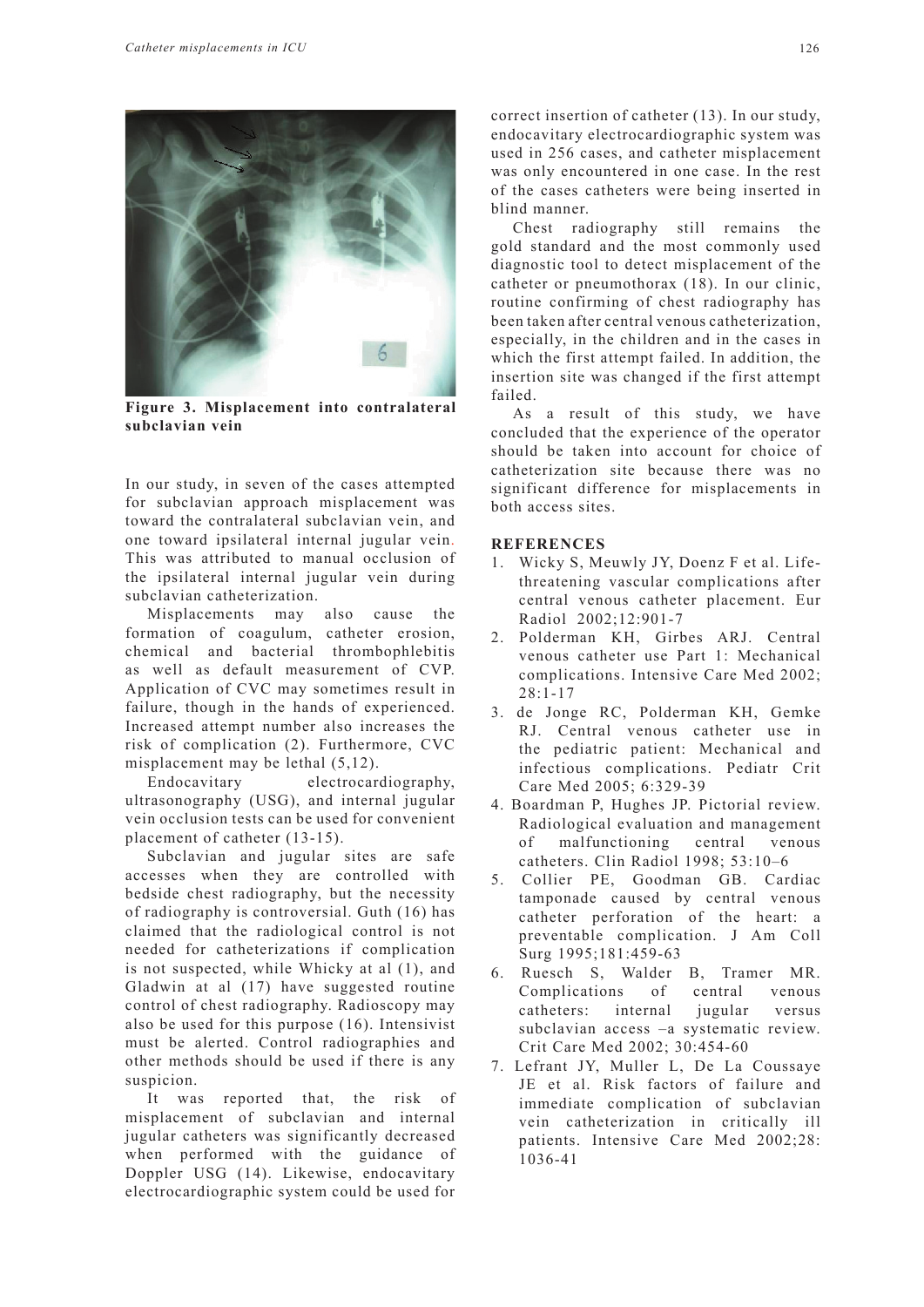**Figure 3. Misplacement into contralateral subclavian vein**

In our study, in seven of the cases attempted for subclavian approach misplacement was toward the contralateral subclavian vein, and one toward ipsilateral internal jugular vein. This was attributed to manual occlusion of the ipsilateral internal jugular vein during subclavian catheterization.

Misplacements may also cause the formation of coagulum, catheter erosion, chemical and bacterial thrombophlebitis as well as default measurement of CVP. Application of CVC may sometimes result in failure, though in the hands of experienced. Increased attempt number also increases the risk of complication (2). Furthermore, CVC misplacement may be lethal (5,12).

Endocavitary electrocardiography, ultrasonography (USG), and internal jugular vein occlusion tests can be used for convenient placement of catheter (13-15).

Subclavian and jugular sites are safe accesses when they are controlled with bedside chest radiography, but the necessity of radiography is controversial. Guth (16) has claimed that the radiological control is not needed for catheterizations if complication is not suspected, while Whicky at al (1), and Gladwin at al (17) have suggested routine control of chest radiography. Radioscopy may also be used for this purpose (16). Intensivist must be alerted. Control radiographies and other methods should be used if there is any suspicion.

It was reported that, the risk of misplacement of subclavian and internal jugular catheters was significantly decreased when performed with the guidance of Doppler USG (14). Likewise, endocavitary electrocardiographic system could be used for correct insertion of catheter (13). In our study, endocavitary electrocardiographic system was used in 256 cases, and catheter misplacement was only encountered in one case. In the rest of the cases catheters were being inserted in blind manner.

Chest radiography still remains the gold standard and the most commonly used diagnostic tool to detect misplacement of the catheter or pneumothorax (18). In our clinic, routine confirming of chest radiography has been taken after central venous catheterization, especially, in the children and in the cases in which the first attempt failed. In addition, the insertion site was changed if the first attempt failed.

As a result of this study, we have concluded that the experience of the operator should be taken into account for choice of catheterization site because there was no significant difference for misplacements in both access sites.

## REFERENCES

1. Wicky S, Meuwly JY, Doenz F et al. Life-threatening vascular complications after central venous catheter placement. Eur Radiol 2002;12:901-7
2. Polderman KH, Girbes ARJ. Central venous catheter use Part 1: Mechanical complications. Intensive Care Med 2002; 28:1-17
3. de Jonge RC, Polderman KH, Gemke RJ. Central venous catheter use in the pediatric patient: Mechanical and infectious complications. Pediatr Crit Care Med 2005; 6:329-39
4. Boardman P, Hughes JP. Pictorial review. Radiological evaluation and management of malfunctioning central venous catheters. Clin Radiol 1998; 53:10–6
5. Collier PE, Goodman GB. Cardiac tamponade caused by central venous catheter perforation of the heart: a preventable complication. J Am Coll Surg 1995;181:459-63
6. Ruesch S, Walder B, Tramer MR. Complications of central venous catheters: internal jugular versus subclavian access –a systematic review. Crit Care Med 2002; 30:454-60
7. Lefrant JY, Muller L, De La Coussaye JE et al. Risk factors of failure and immediate complication of subclavian vein catheterization in critically ill patients. Intensive Care Med 2002;28: 1036-41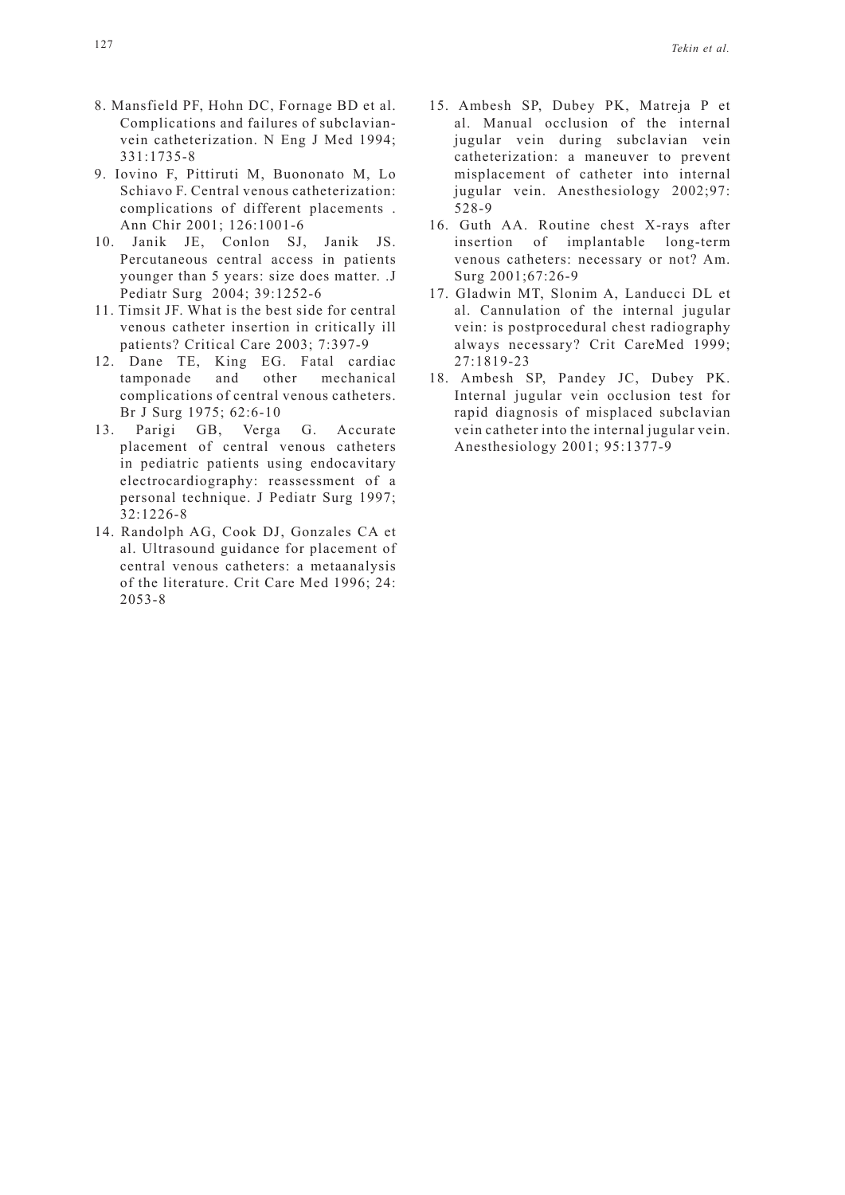8. Mansfield PF, Hohn DC, Fornage BD et al. Complications and failures of subclavian-vein catheterization. N Eng J Med 1994; 331:1735-8
9. Iovino F, Pittiruti M, Buononato M, Lo Schiavo F. Central venous catheterization: complications of different placements . Ann Chir 2001; 126:1001-6
10. Janik JE, Conlon SJ, Janik JS. Percutaneous central access in patients younger than 5 years: size does matter. .J Pediatr Surg 2004; 39:1252-6
11. Timsit JF. What is the best side for central venous catheter insertion in critically ill patients? Critical Care 2003; 7:397-9
12. Dane TE, King EG. Fatal cardiac tamponade and other mechanical complications of central venous catheters. Br J Surg 1975; 62:6-10
13. Parigi GB, Verga G. Accurate placement of central venous catheters in pediatric patients using endocavitary electrocardiography: reassessment of a personal technique. J Pediatr Surg 1997; 32:1226-8
14. Randolph AG, Cook DJ, Gonzales CA et al. Ultrasound guidance for placement of central venous catheters: a metaanalysis of the literature. Crit Care Med 1996; 24: 2053-8
15. Ambesh SP, Dubey PK, Matreja P et al. Manual occlusion of the internal jugular vein during subclavian vein catheterization: a maneuver to prevent misplacement of catheter into internal jugular vein. Anesthesiology 2002;97: 528-9
16. Guth AA. Routine chest X-rays after insertion of implantable long-term venous catheters: necessary or not? Am. Surg 2001;67:26-9
17. Gladwin MT, Slonim A, Landucci DL et al. Cannulation of the internal jugular vein: is postprocedural chest radiography always necessary? Crit CareMed 1999; 27:1819-23
18. Ambesh SP, Pandey JC, Dubey PK. Internal jugular vein occlusion test for rapid diagnosis of misplaced subclavian vein catheter into the internal jugular vein. Anesthesiology 2001; 95:1377-9